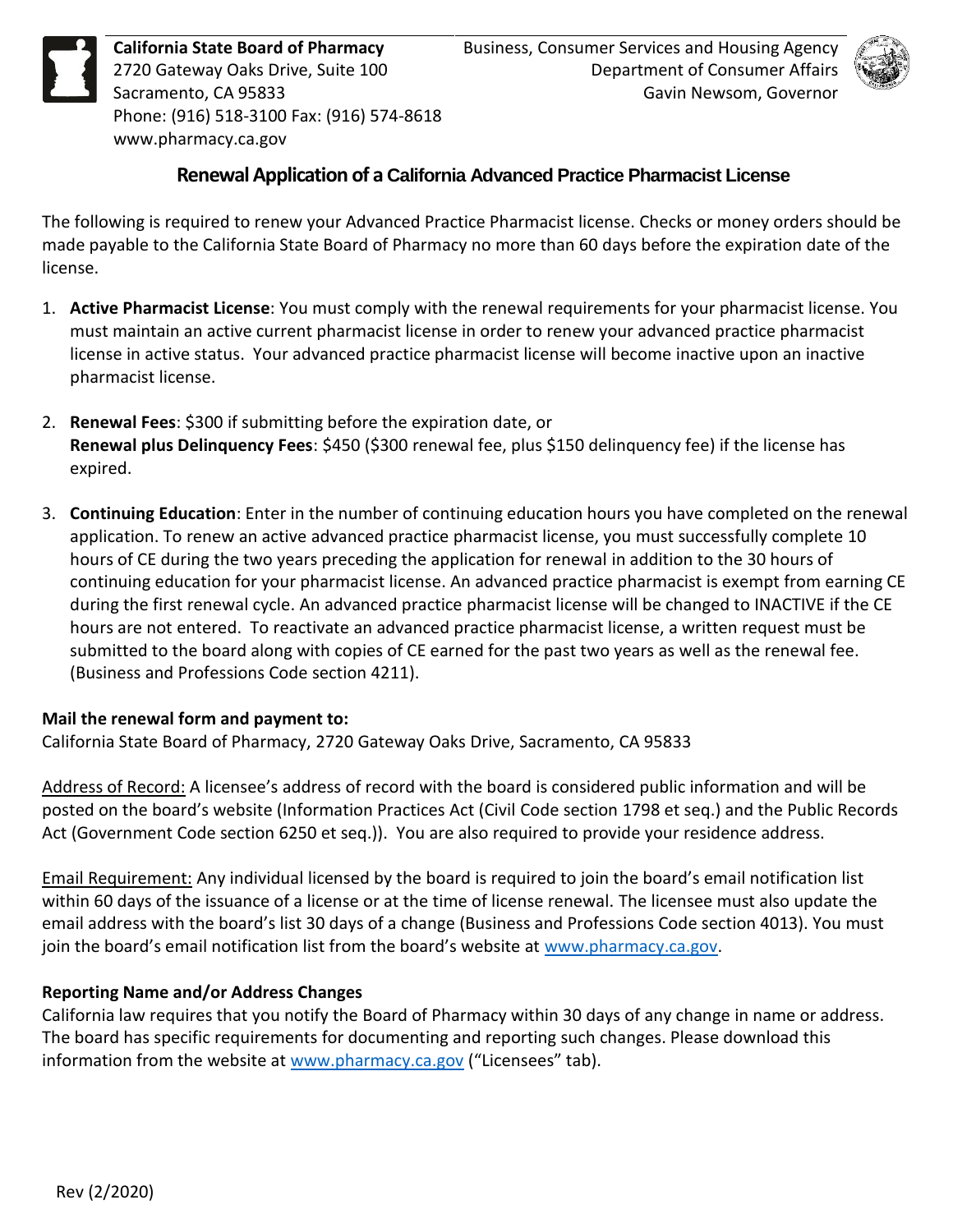**California State Board of Pharmacy**
2720 Gateway Oaks Drive, Suite 100
Sacramento, CA 95833
Phone: (916) 518-3100 Fax: (916) 574-8618
www.pharmacy.ca.gov

Business, Consumer Services and Housing Agency
Department of Consumer Affairs
Gavin Newsom, Governor

# Renewal Application of a California Advanced Practice Pharmacist License

The following is required to renew your Advanced Practice Pharmacist license. Checks or money orders should be made payable to the California State Board of Pharmacy no more than 60 days before the expiration date of the license.

1. **Active Pharmacist License**: You must comply with the renewal requirements for your pharmacist license. You must maintain an active current pharmacist license in order to renew your advanced practice pharmacist license in active status. Your advanced practice pharmacist license will become inactive upon an inactive pharmacist license.

2. **Renewal Fees**: $300 if submitting before the expiration date, or
   **Renewal plus Delinquency Fees**: $450 ($300 renewal fee, plus $150 delinquency fee) if the license has expired.

3. **Continuing Education**: Enter in the number of continuing education hours you have completed on the renewal application. To renew an active advanced practice pharmacist license, you must successfully complete 10 hours of CE during the two years preceding the application for renewal in addition to the 30 hours of continuing education for your pharmacist license. An advanced practice pharmacist is exempt from earning CE during the first renewal cycle. An advanced practice pharmacist license will be changed to INACTIVE if the CE hours are not entered. To reactivate an advanced practice pharmacist license, a written request must be submitted to the board along with copies of CE earned for the past two years as well as the renewal fee. (Business and Professions Code section 4211).

**Mail the renewal form and payment to:**
California State Board of Pharmacy, 2720 Gateway Oaks Drive, Sacramento, CA 95833

Address of Record: A licensee's address of record with the board is considered public information and will be posted on the board's website (Information Practices Act (Civil Code section 1798 et seq.) and the Public Records Act (Government Code section 6250 et seq.)). You are also required to provide your residence address.

Email Requirement: Any individual licensed by the board is required to join the board's email notification list within 60 days of the issuance of a license or at the time of license renewal. The licensee must also update the email address with the board's list 30 days of a change (Business and Professions Code section 4013). You must join the board's email notification list from the board's website at www.pharmacy.ca.gov.

**Reporting Name and/or Address Changes**
California law requires that you notify the Board of Pharmacy within 30 days of any change in name or address. The board has specific requirements for documenting and reporting such changes. Please download this information from the website at www.pharmacy.ca.gov ("Licensees" tab).

Rev (2/2020)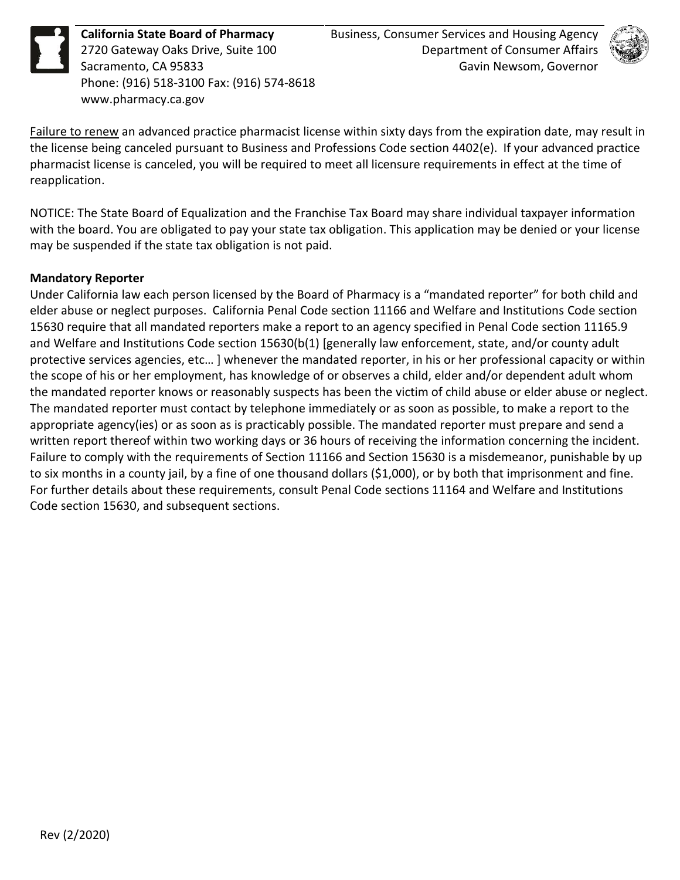Failure to renew an advanced practice pharmacist license within sixty days from the expiration date, may result in the license being canceled pursuant to Business and Professions Code section 4402(e). If your advanced practice pharmacist license is canceled, you will be required to meet all licensure requirements in effect at the time of reapplication.

NOTICE: The State Board of Equalization and the Franchise Tax Board may share individual taxpayer information with the board. You are obligated to pay your state tax obligation. This application may be denied or your license may be suspended if the state tax obligation is not paid.

**Mandatory Reporter**

Under California law each person licensed by the Board of Pharmacy is a "mandated reporter" for both child and elder abuse or neglect purposes. California Penal Code section 11166 and Welfare and Institutions Code section 15630 require that all mandated reporters make a report to an agency specified in Penal Code section 11165.9 and Welfare and Institutions Code section 15630(b(1) [generally law enforcement, state, and/or county adult protective services agencies, etc… ] whenever the mandated reporter, in his or her professional capacity or within the scope of his or her employment, has knowledge of or observes a child, elder and/or dependent adult whom the mandated reporter knows or reasonably suspects has been the victim of child abuse or elder abuse or neglect. The mandated reporter must contact by telephone immediately or as soon as possible, to make a report to the appropriate agency(ies) or as soon as is practicably possible. The mandated reporter must prepare and send a written report thereof within two working days or 36 hours of receiving the information concerning the incident. Failure to comply with the requirements of Section 11166 and Section 15630 is a misdemeanor, punishable by up to six months in a county jail, by a fine of one thousand dollars ($1,000), or by both that imprisonment and fine. For further details about these requirements, consult Penal Code sections 11164 and Welfare and Institutions Code section 15630, and subsequent sections.

Rev (2/2020)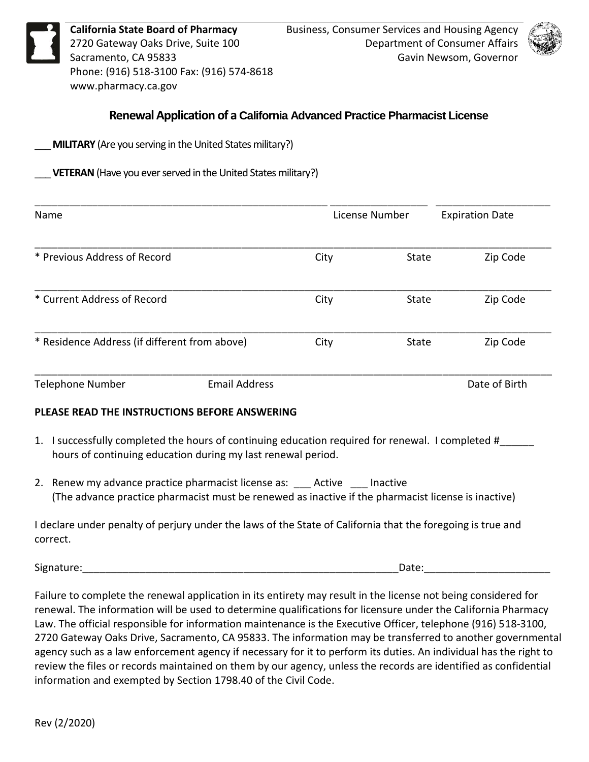**California State Board of Pharmacy**
2720 Gateway Oaks Drive, Suite 100
Sacramento, CA 95833
Phone: (916) 518-3100 Fax: (916) 574-8618
www.pharmacy.ca.gov

Business, Consumer Services and Housing Agency
Department of Consumer Affairs
Gavin Newsom, Governor

## Renewal Application of a California Advanced Practice Pharmacist License

___ **MILITARY** (Are you serving in the United States military?)

___ **VETERAN** (Have you ever served in the United States military?)

_____________________________________________ ______________ ________________
Name License Number Expiration Date

_______________________________________________________________________________
* Previous Address of Record City State Zip Code

_______________________________________________________________________________
* Current Address of Record City State Zip Code

_______________________________________________________________________________
* Residence Address (if different from above) City State Zip Code

_______________________________________________________________________________
Telephone Number Email Address Date of Birth

**PLEASE READ THE INSTRUCTIONS BEFORE ANSWERING**

1. I successfully completed the hours of continuing education required for renewal. I completed #______ hours of continuing education during my last renewal period.

2. Renew my advance practice pharmacist license as: ___ Active ___ Inactive
(The advance practice pharmacist must be renewed as inactive if the pharmacist license is inactive)

I declare under penalty of perjury under the laws of the State of California that the foregoing is true and correct.

Signature:_____________________________________________Date:____________________

Failure to complete the renewal application in its entirety may result in the license not being considered for renewal. The information will be used to determine qualifications for licensure under the California Pharmacy Law. The official responsible for information maintenance is the Executive Officer, telephone (916) 518-3100, 2720 Gateway Oaks Drive, Sacramento, CA 95833. The information may be transferred to another governmental agency such as a law enforcement agency if necessary for it to perform its duties. An individual has the right to review the files or records maintained on them by our agency, unless the records are identified as confidential information and exempted by Section 1798.40 of the Civil Code.

Rev (2/2020)